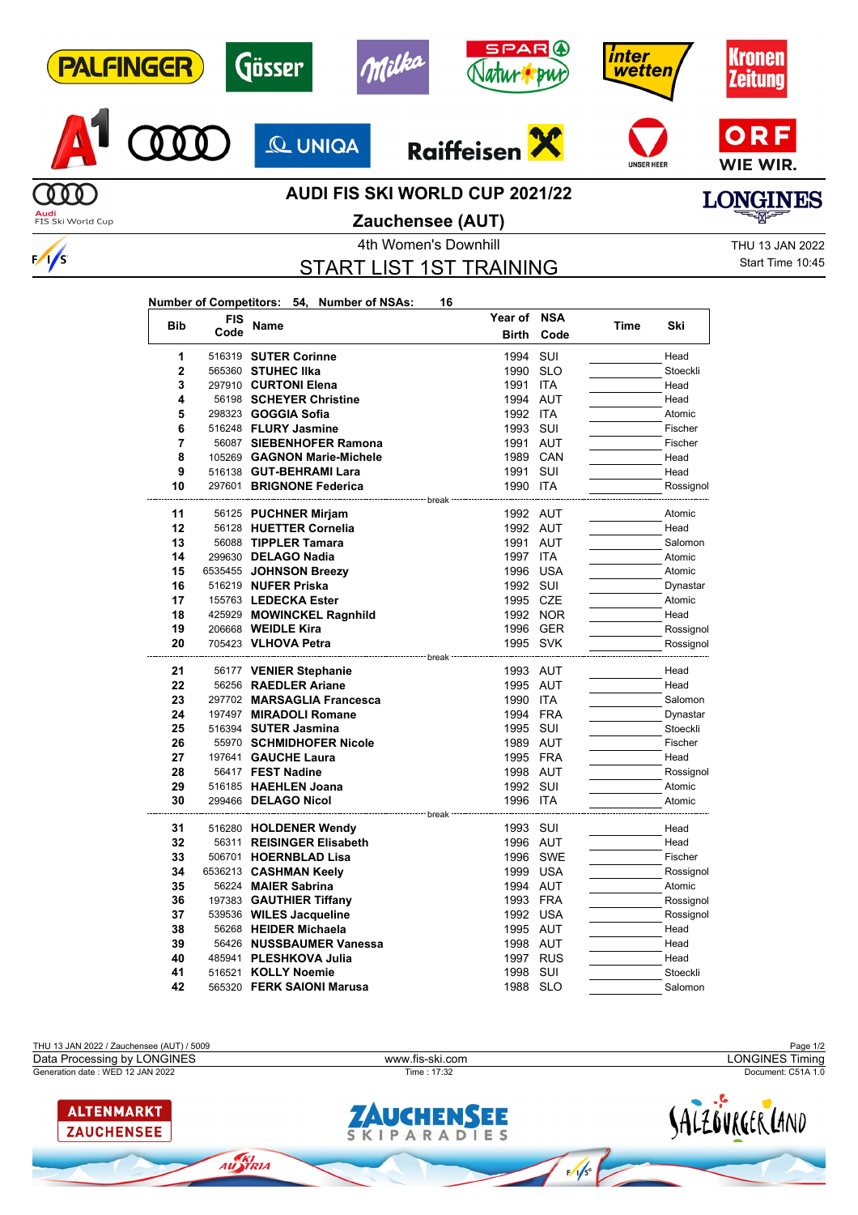# AUDI FIS SKI WORLD CUP 2021/22

## Zauchensee (AUT)

4th Women's Downhill

THU 13 JAN 2022
Start Time 10:45

## START LIST 1ST TRAINING

**Number of Competitors: 54, Number of NSAs: 16**

| Bib | FIS Code | Name | Year of Birth | NSA Code | Time | Ski |
|---|---|---|---|---|---|---|
| 1 | 516319 | **SUTER Corinne** | 1994 | SUI | | Head |
| 2 | 565360 | **STUHEC Ilka** | 1990 | SLO | | Stoeckli |
| 3 | 297910 | **CURTONI Elena** | 1991 | ITA | | Head |
| 4 | 56198 | **SCHEYER Christine** | 1994 | AUT | | Head |
| 5 | 298323 | **GOGGIA Sofia** | 1992 | ITA | | Atomic |
| 6 | 516248 | **FLURY Jasmine** | 1993 | SUI | | Fischer |
| 7 | 56087 | **SIEBENHOFER Ramona** | 1991 | AUT | | Fischer |
| 8 | 105269 | **GAGNON Marie-Michele** | 1989 | CAN | | Head |
| 9 | 516138 | **GUT-BEHRAMI Lara** | 1991 | SUI | | Head |
| 10 | 297601 | **BRIGNONE Federica** | 1990 | ITA | | Rossignol |
| | | break | | | | |
| 11 | 56125 | **PUCHNER Mirjam** | 1992 | AUT | | Atomic |
| 12 | 56128 | **HUETTER Cornelia** | 1992 | AUT | | Head |
| 13 | 56088 | **TIPPLER Tamara** | 1991 | AUT | | Salomon |
| 14 | 299630 | **DELAGO Nadia** | 1997 | ITA | | Atomic |
| 15 | 6535455 | **JOHNSON Breezy** | 1996 | USA | | Atomic |
| 16 | 516219 | **NUFER Priska** | 1992 | SUI | | Dynastar |
| 17 | 155763 | **LEDECKA Ester** | 1995 | CZE | | Atomic |
| 18 | 425929 | **MOWINCKEL Ragnhild** | 1992 | NOR | | Head |
| 19 | 206668 | **WEIDLE Kira** | 1996 | GER | | Rossignol |
| 20 | 705423 | **VLHOVA Petra** | 1995 | SVK | | Rossignol |
| | | break | | | | |
| 21 | 56177 | **VENIER Stephanie** | 1993 | AUT | | Head |
| 22 | 56256 | **RAEDLER Ariane** | 1995 | AUT | | Head |
| 23 | 297702 | **MARSAGLIA Francesca** | 1990 | ITA | | Salomon |
| 24 | 197497 | **MIRADOLI Romane** | 1994 | FRA | | Dynastar |
| 25 | 516394 | **SUTER Jasmina** | 1995 | SUI | | Stoeckli |
| 26 | 55970 | **SCHMIDHOFER Nicole** | 1989 | AUT | | Fischer |
| 27 | 197641 | **GAUCHE Laura** | 1995 | FRA | | Head |
| 28 | 56417 | **FEST Nadine** | 1998 | AUT | | Rossignol |
| 29 | 516185 | **HAEHLEN Joana** | 1992 | SUI | | Atomic |
| 30 | 299466 | **DELAGO Nicol** | 1996 | ITA | | Atomic |
| | | break | | | | |
| 31 | 516280 | **HOLDENER Wendy** | 1993 | SUI | | Head |
| 32 | 56311 | **REISINGER Elisabeth** | 1996 | AUT | | Head |
| 33 | 506701 | **HOERNBLAD Lisa** | 1996 | SWE | | Fischer |
| 34 | 6536213 | **CASHMAN Keely** | 1999 | USA | | Rossignol |
| 35 | 56224 | **MAIER Sabrina** | 1994 | AUT | | Atomic |
| 36 | 197383 | **GAUTHIER Tiffany** | 1993 | FRA | | Rossignol |
| 37 | 539536 | **WILES Jacqueline** | 1992 | USA | | Rossignol |
| 38 | 56268 | **HEIDER Michaela** | 1995 | AUT | | Head |
| 39 | 56426 | **NUSSBAUMER Vanessa** | 1998 | AUT | | Head |
| 40 | 485941 | **PLESHKOVA Julia** | 1997 | RUS | | Head |
| 41 | 516521 | **KOLLY Noemie** | 1998 | SUI | | Stoeckli |
| 42 | 565320 | **FERK SAIONI Marusa** | 1988 | SLO | | Salomon |

THU 13 JAN 2022 / Zauchensee (AUT) / 5009
Data Processing by LONGINES — www.fis-ski.com — LONGINES Timing
Generation date : WED 12 JAN 2022 — Time : 17:32 — Document: C51A 1.0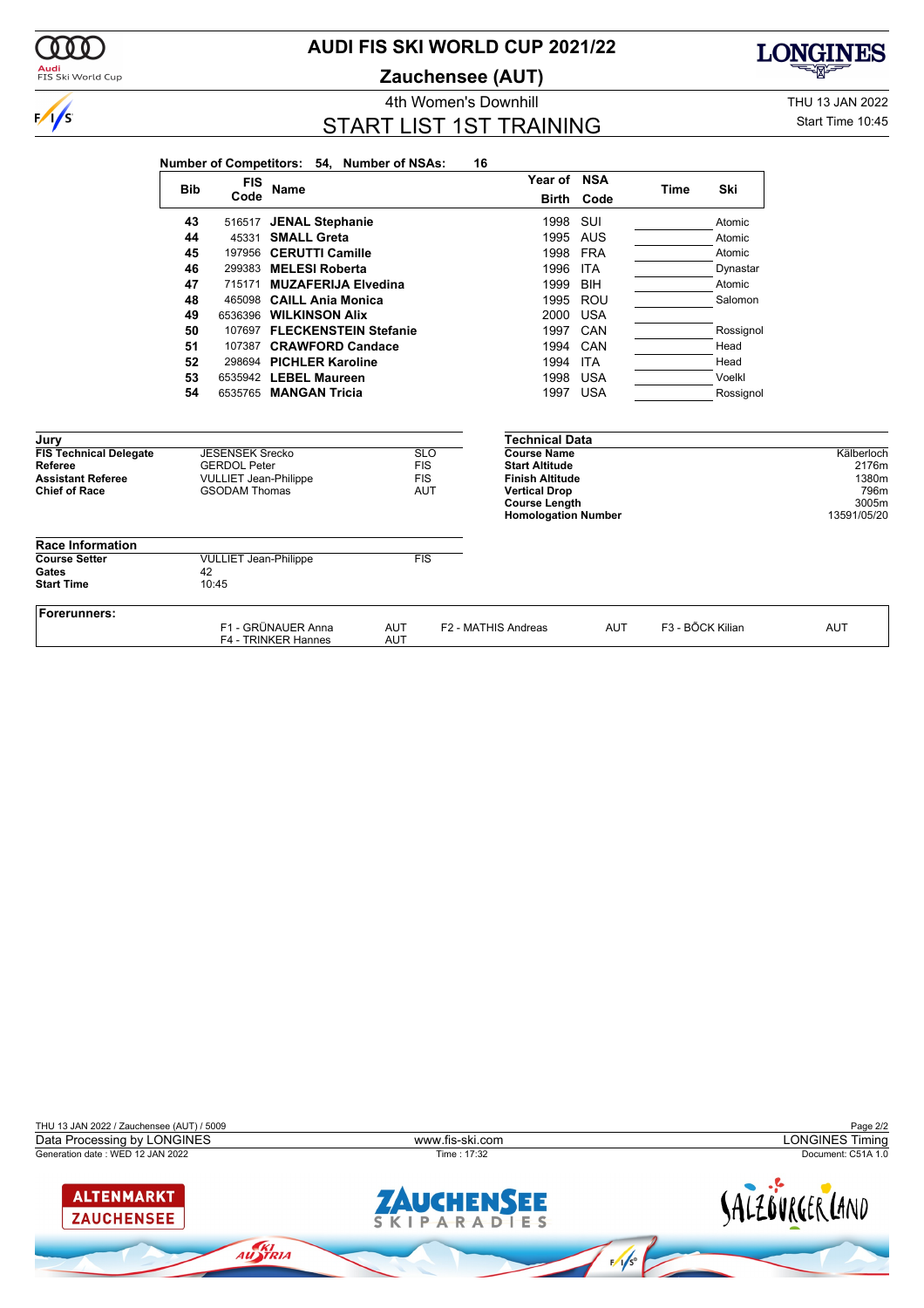# AUDI FIS SKI WORLD CUP 2021/22

## Zauchensee (AUT)

4th Women's Downhill

THU 13 JAN 2022
Start Time 10:45

## START LIST 1ST TRAINING

**Number of Competitors: 54, Number of NSAs: 16**

| Bib | FIS Code | Name | Year of Birth | NSA Code | Time | Ski |
|---|---|---|---|---|---|---|
| 43 | 516517 | **JENAL Stephanie** | 1998 | SUI | | Atomic |
| 44 | 45331 | **SMALL Greta** | 1995 | AUS | | Atomic |
| 45 | 197956 | **CERUTTI Camille** | 1998 | FRA | | Atomic |
| 46 | 299383 | **MELESI Roberta** | 1996 | ITA | | Dynastar |
| 47 | 715171 | **MUZAFERIJA Elvedina** | 1999 | BIH | | Atomic |
| 48 | 465098 | **CAILL Ania Monica** | 1995 | ROU | | Salomon |
| 49 | 6536396 | **WILKINSON Alix** | 2000 | USA | | |
| 50 | 107697 | **FLECKENSTEIN Stefanie** | 1997 | CAN | | Rossignol |
| 51 | 107387 | **CRAWFORD Candace** | 1994 | CAN | | Head |
| 52 | 298694 | **PICHLER Karoline** | 1994 | ITA | | Head |
| 53 | 6535942 | **LEBEL Maureen** | 1998 | USA | | Voelkl |
| 54 | 6535765 | **MANGAN Tricia** | 1997 | USA | | Rossignol |

### Jury

| | | |
|---|---|---|
| **FIS Technical Delegate** | JESENSEK Srecko | SLO |
| **Referee** | GERDOL Peter | FIS |
| **Assistant Referee** | VULLIET Jean-Philippe | FIS |
| **Chief of Race** | GSODAM Thomas | AUT |

### Technical Data

| | |
|---|---|
| **Course Name** | Kälberloch |
| **Start Altitude** | 2176m |
| **Finish Altitude** | 1380m |
| **Vertical Drop** | 796m |
| **Course Length** | 3005m |
| **Homologation Number** | 13591/05/20 |

### Race Information

| | | |
|---|---|---|
| **Course Setter** | VULLIET Jean-Philippe | FIS |
| **Gates** | 42 | |
| **Start Time** | 10:45 | |

### Forerunners:

| | | | | | |
|---|---|---|---|---|---|
| F1 - GRÜNAUER Anna | AUT | F2 - MATHIS Andreas | AUT | F3 - BÖCK Kilian | AUT |
| F4 - TRINKER Hannes | AUT | | | | |

THU 13 JAN 2022 / Zauchensee (AUT) / 5009
Data Processing by LONGINES — www.fis-ski.com — LONGINES Timing
Generation date : WED 12 JAN 2022 — Time : 17:32 — Document: C51A 1.0